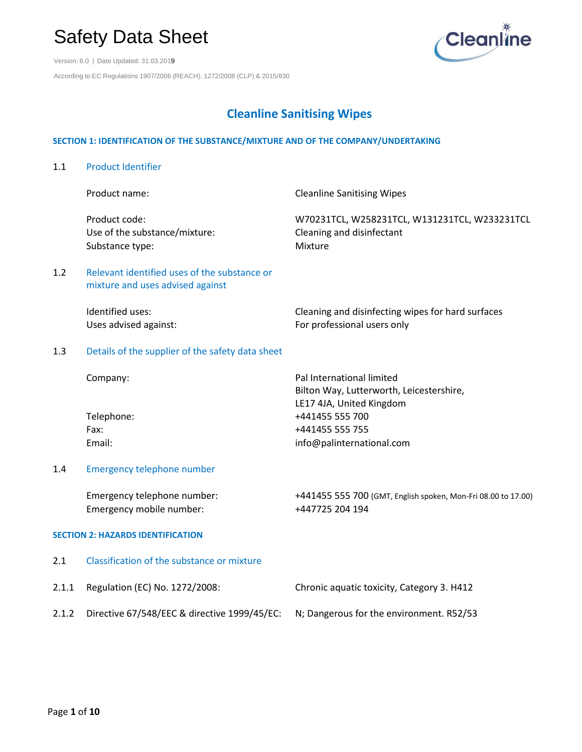# Safety Data Sheet

Version: 6.0 | Date Updated: 31.03.2019

According to EC Regulations 1907/2006 (REACH), 1272/2008 (CLP) & 2015/830

## Cleanline Sanitising Wipes

### SECTION 1: IDENTIFICATION OF THE SUBSTANCE/MIXTURE AND OF THE COMPANY/UNDERTAKING

#### 1.1 Product Identifier

| | |
|---|---|
| Product name: | Cleanline Sanitising Wipes |
| Product code: | W70231TCL, W258231TCL, W131231TCL, W233231TCL |
| Use of the substance/mixture: | Cleaning and disinfectant |
| Substance type: | Mixture |

#### 1.2 Relevant identified uses of the substance or mixture and uses advised against

| | |
|---|---|
| Identified uses: | Cleaning and disinfecting wipes for hard surfaces |
| Uses advised against: | For professional users only |

#### 1.3 Details of the supplier of the safety data sheet

| | |
|---|---|
| Company: | Pal International limited<br>Bilton Way, Lutterworth, Leicestershire,<br>LE17 4JA, United Kingdom |
| Telephone: | +441455 555 700 |
| Fax: | +441455 555 755 |
| Email: | info@palinternational.com |

#### 1.4 Emergency telephone number

| | |
|---|---|
| Emergency telephone number: | +441455 555 700 (GMT, English spoken, Mon-Fri 08.00 to 17.00) |
| Emergency mobile number: | +447725 204 194 |

### SECTION 2: HAZARDS IDENTIFICATION

#### 2.1 Classification of the substance or mixture

| | | |
|---|---|---|
| 2.1.1 | Regulation (EC) No. 1272/2008: | Chronic aquatic toxicity, Category 3. H412 |
| 2.1.2 | Directive 67/548/EEC & directive 1999/45/EC: | N; Dangerous for the environment. R52/53 |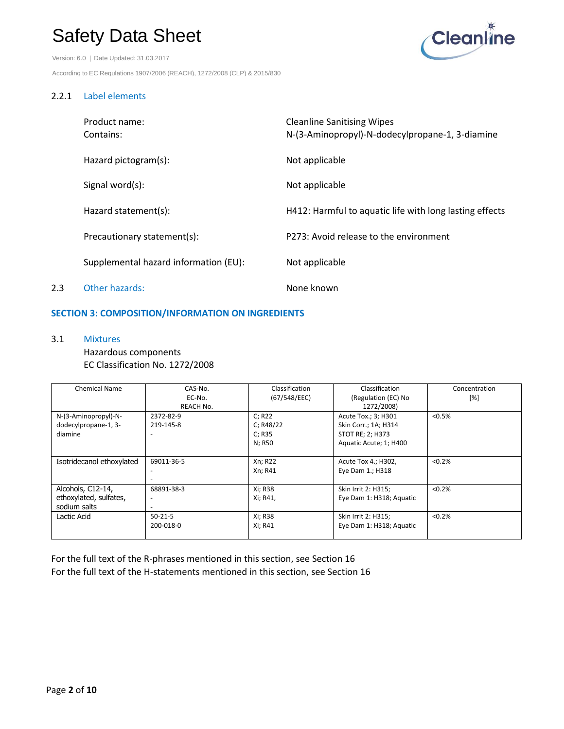### 2.2.1 Label elements

| | |
|---|---|
| Product name: | Cleanline Sanitising Wipes |
| Contains: | N-(3-Aminopropyl)-N-dodecylpropane-1, 3-diamine |
| Hazard pictogram(s): | Not applicable |
| Signal word(s): | Not applicable |
| Hazard statement(s): | H412: Harmful to aquatic life with long lasting effects |
| Precautionary statement(s): | P273: Avoid release to the environment |
| Supplemental hazard information (EU): | Not applicable |

### 2.3 Other hazards:

None known

## SECTION 3: COMPOSITION/INFORMATION ON INGREDIENTS

### 3.1 Mixtures

Hazardous components

EC Classification No. 1272/2008

| Chemical Name | CAS-No.<br>EC-No.<br>REACH No. | Classification<br>(67/548/EEC) | Classification<br>(Regulation (EC) No 1272/2008) | Concentration<br>[%] |
|---|---|---|---|---|
| N-(3-Aminopropyl)-N-dodecylpropane-1, 3-diamine | 2372-82-9<br>219-145-8<br>- | C; R22<br>C; R48/22<br>C; R35<br>N; R50 | Acute Tox.; 3; H301<br>Skin Corr.; 1A; H314<br>STOT RE; 2; H373<br>Aquatic Acute; 1; H400 | <0.5% |
| Isotridecanol ethoxylated | 69011-36-5<br>-<br>- | Xn; R22<br>Xn; R41 | Acute Tox 4.; H302,<br>Eye Dam 1.; H318 | <0.2% |
| Alcohols, C12-14, ethoxylated, sulfates, sodium salts | 68891-38-3<br>-<br>- | Xi; R38<br>Xi; R41, | Skin Irrit 2: H315;<br>Eye Dam 1: H318; Aquatic | <0.2% |
| Lactic Acid | 50-21-5<br>200-018-0 | Xi; R38<br>Xi; R41 | Skin Irrit 2: H315;<br>Eye Dam 1: H318; Aquatic | <0.2% |

For the full text of the R-phrases mentioned in this section, see Section 16
For the full text of the H-statements mentioned in this section, see Section 16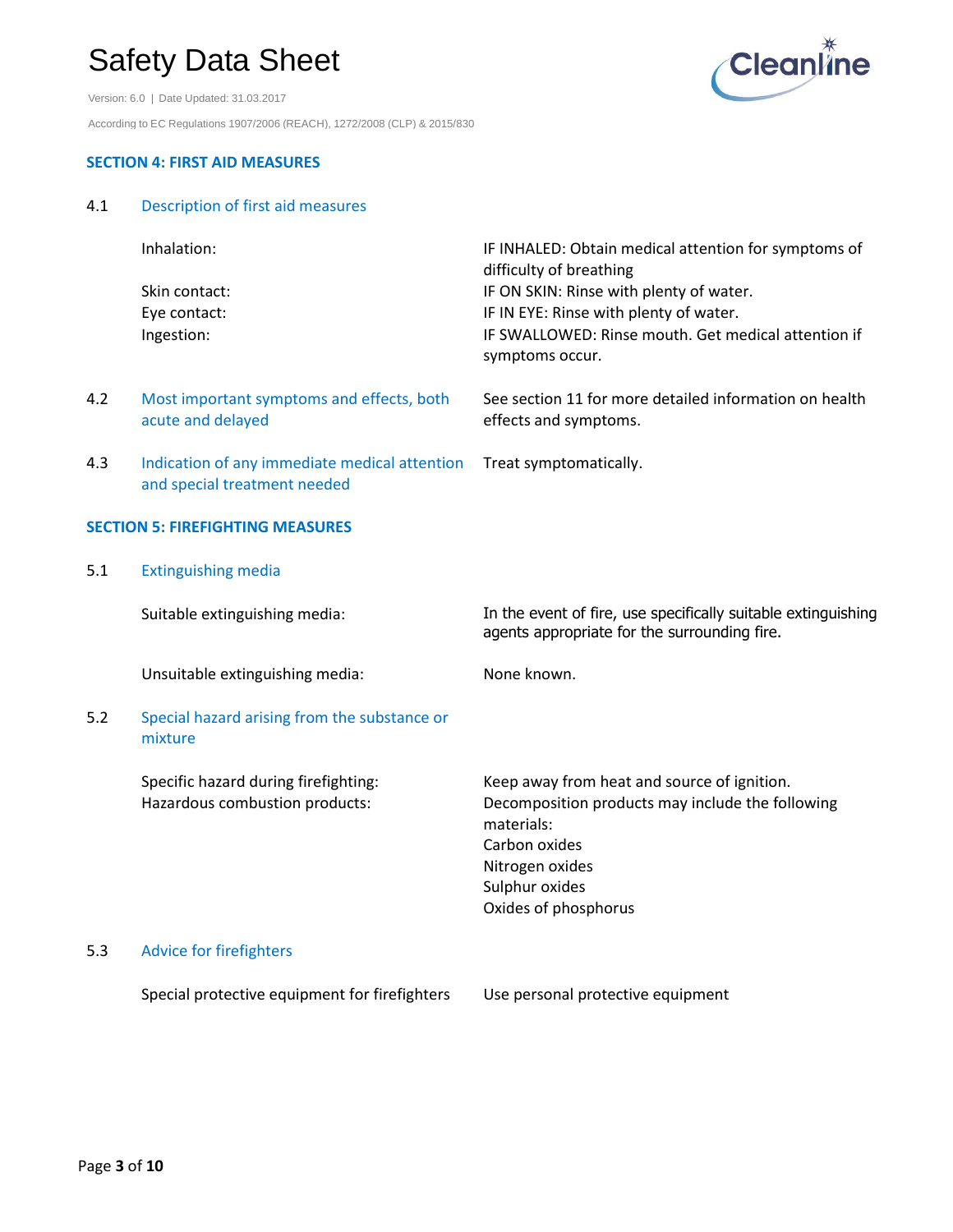## SECTION 4: FIRST AID MEASURES

### 4.1 Description of first aid measures

| | |
|---|---|
| Inhalation: | IF INHALED: Obtain medical attention for symptoms of difficulty of breathing |
| Skin contact: | IF ON SKIN: Rinse with plenty of water. |
| Eye contact: | IF IN EYE: Rinse with plenty of water. |
| Ingestion: | IF SWALLOWED: Rinse mouth. Get medical attention if symptoms occur. |

### 4.2 Most important symptoms and effects, both acute and delayed

See section 11 for more detailed information on health effects and symptoms.

### 4.3 Indication of any immediate medical attention and special treatment needed

Treat symptomatically.

## SECTION 5: FIREFIGHTING MEASURES

### 5.1 Extinguishing media

| | |
|---|---|
| Suitable extinguishing media: | In the event of fire, use specifically suitable extinguishing agents appropriate for the surrounding fire. |
| Unsuitable extinguishing media: | None known. |

### 5.2 Special hazard arising from the substance or mixture

| | |
|---|---|
| Specific hazard during firefighting: | Keep away from heat and source of ignition. |
| Hazardous combustion products: | Decomposition products may include the following materials:<br>Carbon oxides<br>Nitrogen oxides<br>Sulphur oxides<br>Oxides of phosphorus |

### 5.3 Advice for firefighters

| | |
|---|---|
| Special protective equipment for firefighters | Use personal protective equipment |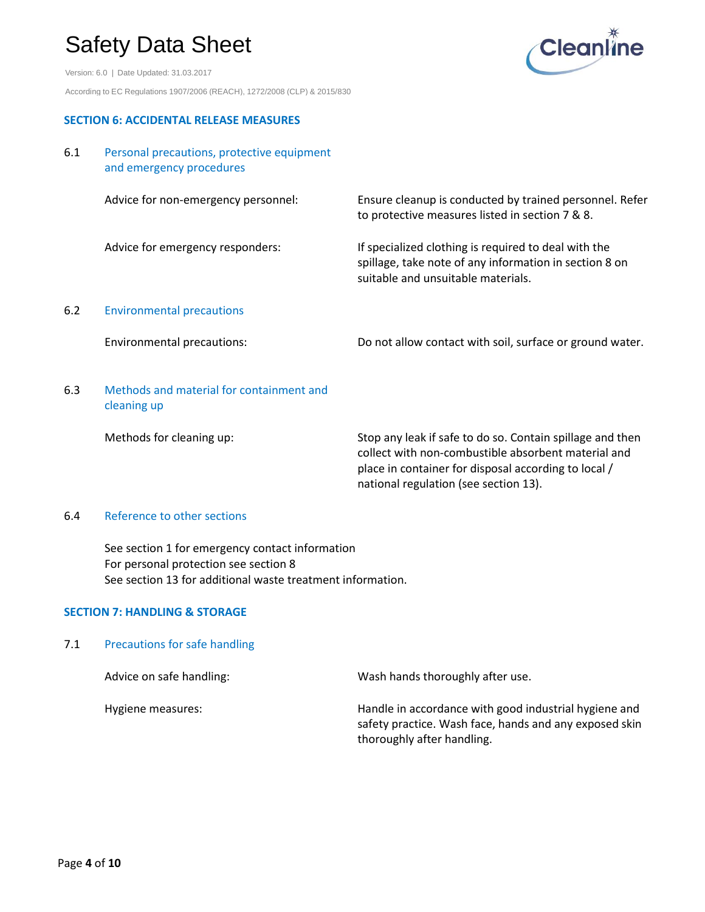## SECTION 6: ACCIDENTAL RELEASE MEASURES

### 6.1 Personal precautions, protective equipment and emergency procedures

| | |
|---|---|
| Advice for non-emergency personnel: | Ensure cleanup is conducted by trained personnel. Refer to protective measures listed in section 7 & 8. |
| Advice for emergency responders: | If specialized clothing is required to deal with the spillage, take note of any information in section 8 on suitable and unsuitable materials. |

### 6.2 Environmental precautions

| | |
|---|---|
| Environmental precautions: | Do not allow contact with soil, surface or ground water. |

### 6.3 Methods and material for containment and cleaning up

| | |
|---|---|
| Methods for cleaning up: | Stop any leak if safe to do so. Contain spillage and then collect with non-combustible absorbent material and place in container for disposal according to local / national regulation (see section 13). |

### 6.4 Reference to other sections

See section 1 for emergency contact information
For personal protection see section 8
See section 13 for additional waste treatment information.

## SECTION 7: HANDLING & STORAGE

### 7.1 Precautions for safe handling

| | |
|---|---|
| Advice on safe handling: | Wash hands thoroughly after use. |
| Hygiene measures: | Handle in accordance with good industrial hygiene and safety practice. Wash face, hands and any exposed skin thoroughly after handling. |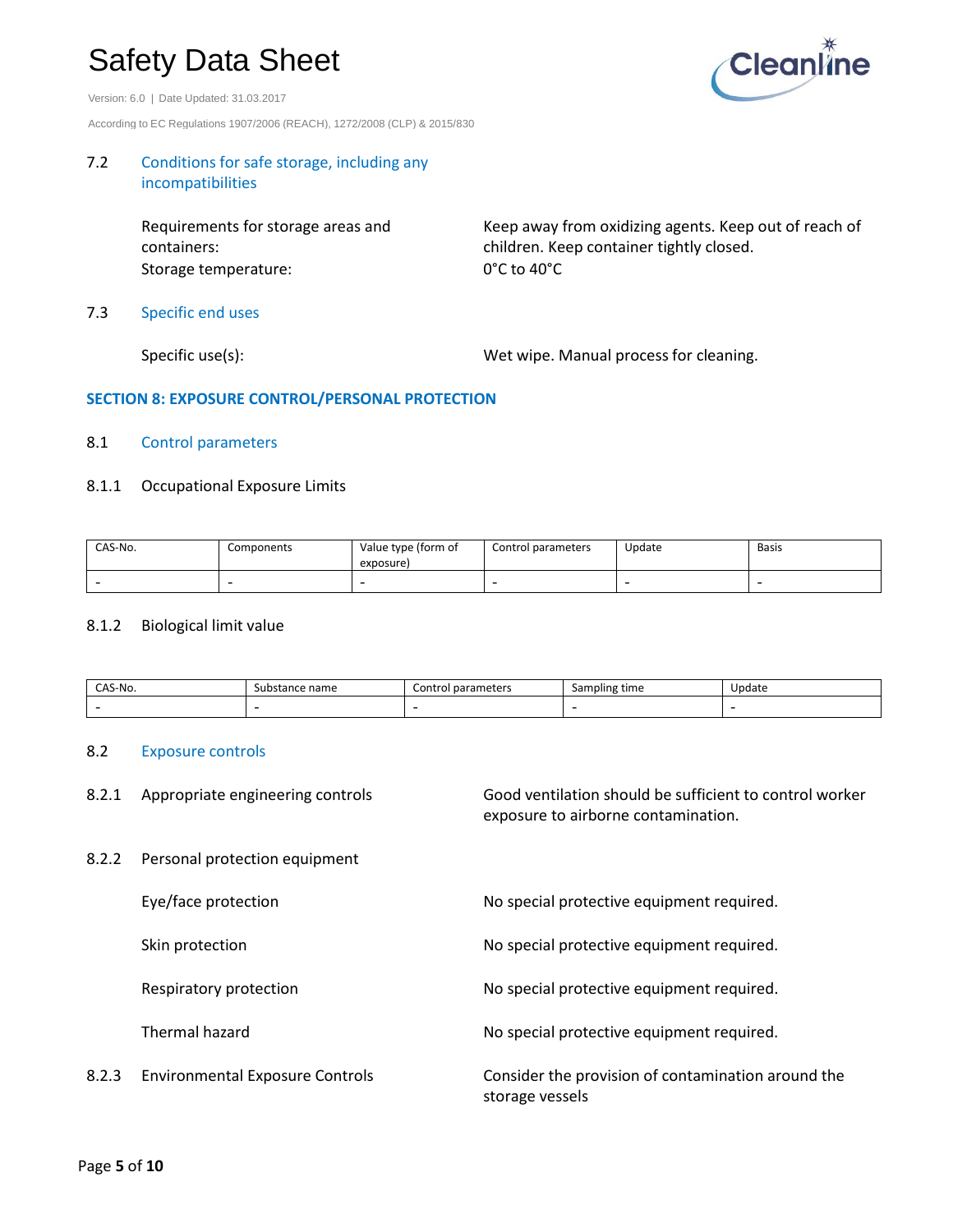### 7.2 Conditions for safe storage, including any incompatibilities

| | |
|---|---|
| Requirements for storage areas and containers: | Keep away from oxidizing agents. Keep out of reach of children. Keep container tightly closed. |
| Storage temperature: | 0°C to 40°C |

### 7.3 Specific end uses

| | |
|---|---|
| Specific use(s): | Wet wipe. Manual process for cleaning. |

## SECTION 8: EXPOSURE CONTROL/PERSONAL PROTECTION

### 8.1 Control parameters

#### 8.1.1 Occupational Exposure Limits

| CAS-No. | Components | Value type (form of exposure) | Control parameters | Update | Basis |
|---|---|---|---|---|---|
| - | - | - | - | - | - |

#### 8.1.2 Biological limit value

| CAS-No. | Substance name | Control parameters | Sampling time | Update |
|---|---|---|---|---|
| - | - | - | - | - |

### 8.2 Exposure controls

| | |
|---|---|
| 8.2.1 Appropriate engineering controls | Good ventilation should be sufficient to control worker exposure to airborne contamination. |

#### 8.2.2 Personal protection equipment

| | |
|---|---|
| Eye/face protection | No special protective equipment required. |
| Skin protection | No special protective equipment required. |
| Respiratory protection | No special protective equipment required. |
| Thermal hazard | No special protective equipment required. |

| | |
|---|---|
| 8.2.3 Environmental Exposure Controls | Consider the provision of contamination around the storage vessels |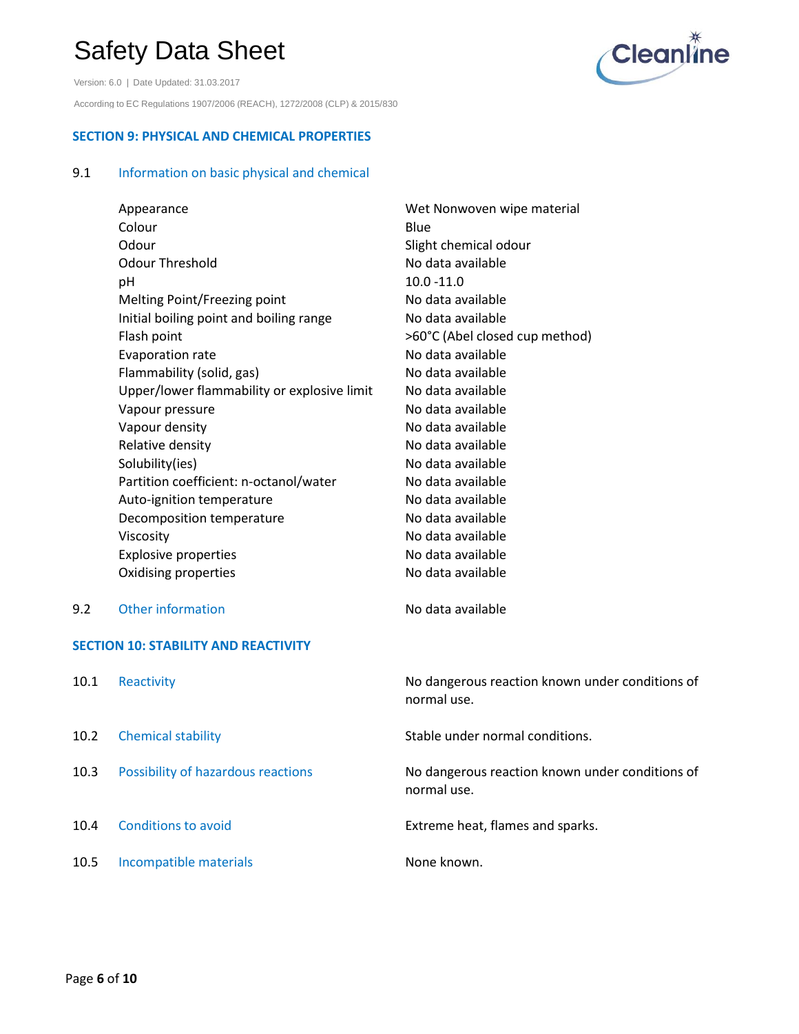## SECTION 9: PHYSICAL AND CHEMICAL PROPERTIES

### 9.1 Information on basic physical and chemical

| | |
|---|---|
| Appearance | Wet Nonwoven wipe material |
| Colour | Blue |
| Odour | Slight chemical odour |
| Odour Threshold | No data available |
| pH | 10.0 -11.0 |
| Melting Point/Freezing point | No data available |
| Initial boiling point and boiling range | No data available |
| Flash point | >60°C (Abel closed cup method) |
| Evaporation rate | No data available |
| Flammability (solid, gas) | No data available |
| Upper/lower flammability or explosive limit | No data available |
| Vapour pressure | No data available |
| Vapour density | No data available |
| Relative density | No data available |
| Solubility(ies) | No data available |
| Partition coefficient: n-octanol/water | No data available |
| Auto-ignition temperature | No data available |
| Decomposition temperature | No data available |
| Viscosity | No data available |
| Explosive properties | No data available |
| Oxidising properties | No data available |

### 9.2 Other information

No data available

## SECTION 10: STABILITY AND REACTIVITY

| | | |
|---|---|---|
| 10.1 | Reactivity | No dangerous reaction known under conditions of normal use. |
| 10.2 | Chemical stability | Stable under normal conditions. |
| 10.3 | Possibility of hazardous reactions | No dangerous reaction known under conditions of normal use. |
| 10.4 | Conditions to avoid | Extreme heat, flames and sparks. |
| 10.5 | Incompatible materials | None known. |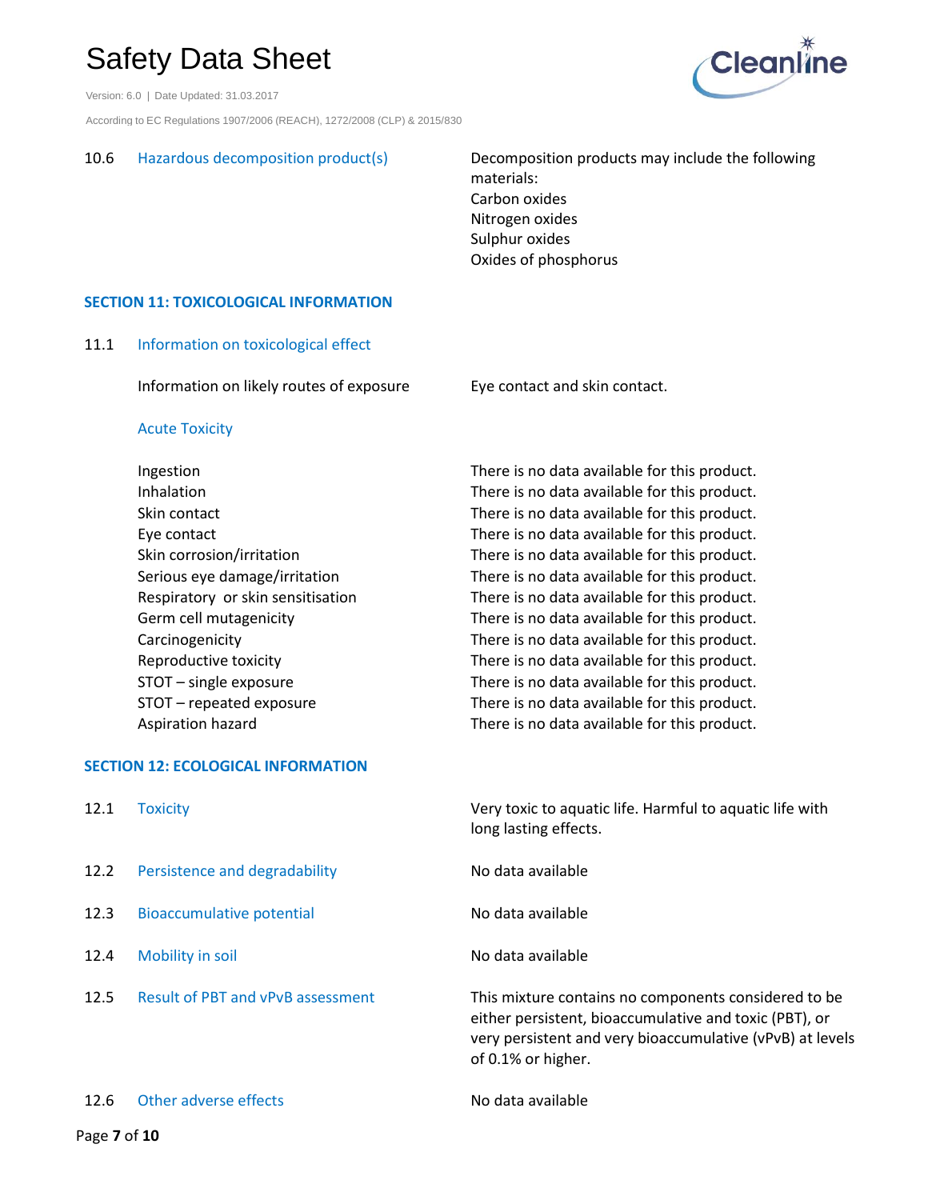| | | |
|---|---|---|
| 10.6 | Hazardous decomposition product(s) | Decomposition products may include the following materials:<br>Carbon oxides<br>Nitrogen oxides<br>Sulphur oxides<br>Oxides of phosphorus |

## SECTION 11: TOXICOLOGICAL INFORMATION

### 11.1 Information on toxicological effect

| | |
|---|---|
| Information on likely routes of exposure | Eye contact and skin contact. |

#### Acute Toxicity

| | |
|---|---|
| Ingestion | There is no data available for this product. |
| Inhalation | There is no data available for this product. |
| Skin contact | There is no data available for this product. |
| Eye contact | There is no data available for this product. |
| Skin corrosion/irritation | There is no data available for this product. |
| Serious eye damage/irritation | There is no data available for this product. |
| Respiratory or skin sensitisation | There is no data available for this product. |
| Germ cell mutagenicity | There is no data available for this product. |
| Carcinogenicity | There is no data available for this product. |
| Reproductive toxicity | There is no data available for this product. |
| STOT – single exposure | There is no data available for this product. |
| STOT – repeated exposure | There is no data available for this product. |
| Aspiration hazard | There is no data available for this product. |

## SECTION 12: ECOLOGICAL INFORMATION

| | | |
|---|---|---|
| 12.1 | Toxicity | Very toxic to aquatic life. Harmful to aquatic life with long lasting effects. |
| 12.2 | Persistence and degradability | No data available |
| 12.3 | Bioaccumulative potential | No data available |
| 12.4 | Mobility in soil | No data available |
| 12.5 | Result of PBT and vPvB assessment | This mixture contains no components considered to be either persistent, bioaccumulative and toxic (PBT), or very persistent and very bioaccumulative (vPvB) at levels of 0.1% or higher. |
| 12.6 | Other adverse effects | No data available |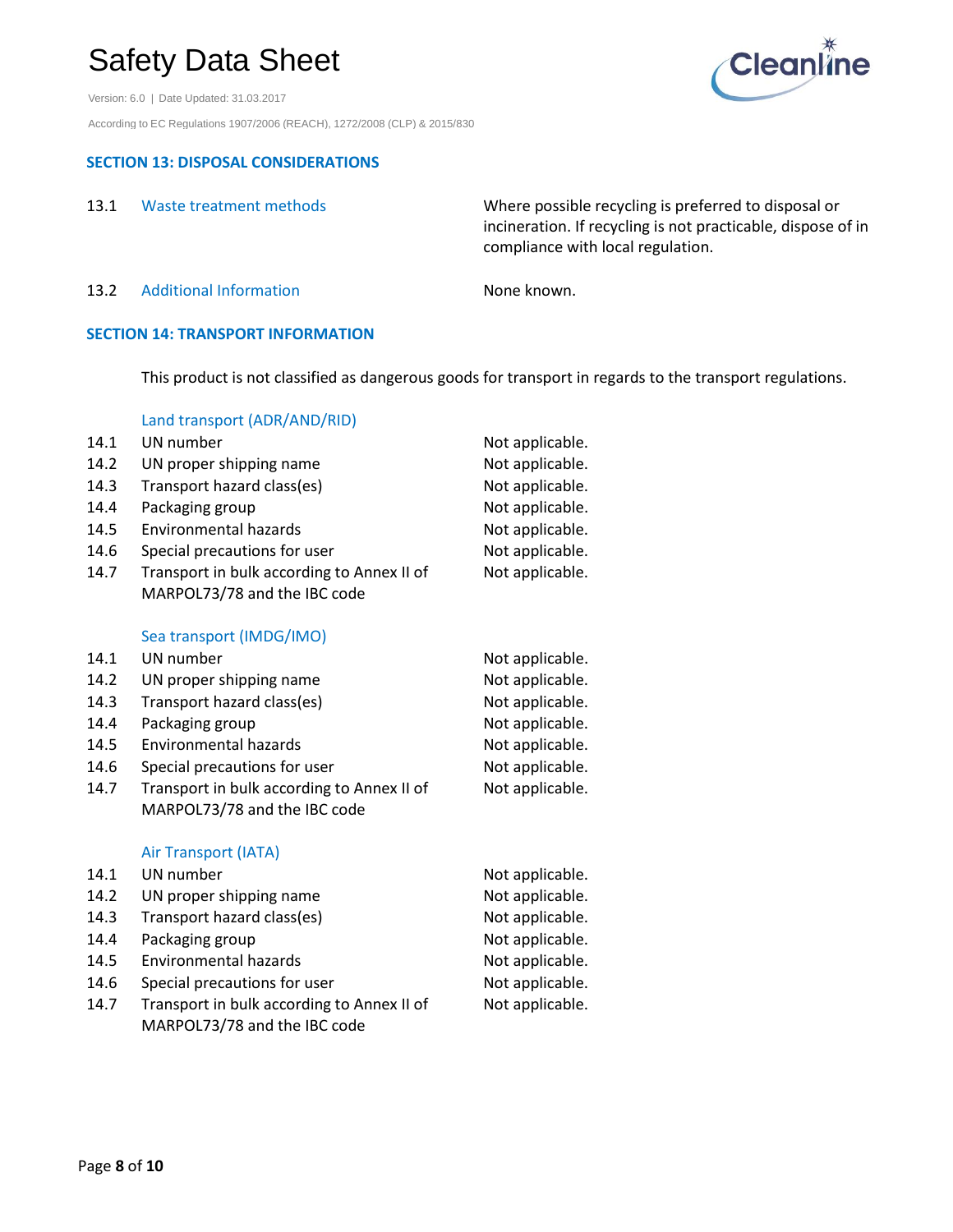## SECTION 13: DISPOSAL CONSIDERATIONS

| | | |
|---|---|---|
| 13.1 | Waste treatment methods | Where possible recycling is preferred to disposal or incineration. If recycling is not practicable, dispose of in compliance with local regulation. |
| 13.2 | Additional Information | None known. |

## SECTION 14: TRANSPORT INFORMATION

This product is not classified as dangerous goods for transport in regards to the transport regulations.

### Land transport (ADR/AND/RID)

| | | |
|---|---|---|
| 14.1 | UN number | Not applicable. |
| 14.2 | UN proper shipping name | Not applicable. |
| 14.3 | Transport hazard class(es) | Not applicable. |
| 14.4 | Packaging group | Not applicable. |
| 14.5 | Environmental hazards | Not applicable. |
| 14.6 | Special precautions for user | Not applicable. |
| 14.7 | Transport in bulk according to Annex II of MARPOL73/78 and the IBC code | Not applicable. |

### Sea transport (IMDG/IMO)

| | | |
|---|---|---|
| 14.1 | UN number | Not applicable. |
| 14.2 | UN proper shipping name | Not applicable. |
| 14.3 | Transport hazard class(es) | Not applicable. |
| 14.4 | Packaging group | Not applicable. |
| 14.5 | Environmental hazards | Not applicable. |
| 14.6 | Special precautions for user | Not applicable. |
| 14.7 | Transport in bulk according to Annex II of MARPOL73/78 and the IBC code | Not applicable. |

### Air Transport (IATA)

| | | |
|---|---|---|
| 14.1 | UN number | Not applicable. |
| 14.2 | UN proper shipping name | Not applicable. |
| 14.3 | Transport hazard class(es) | Not applicable. |
| 14.4 | Packaging group | Not applicable. |
| 14.5 | Environmental hazards | Not applicable. |
| 14.6 | Special precautions for user | Not applicable. |
| 14.7 | Transport in bulk according to Annex II of MARPOL73/78 and the IBC code | Not applicable. |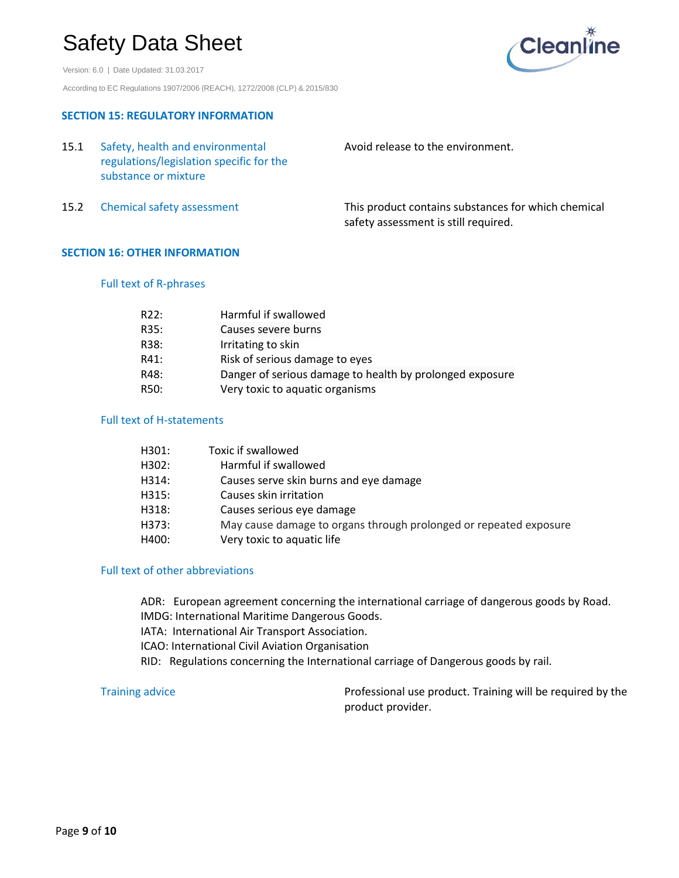## SECTION 15: REGULATORY INFORMATION

| | | |
|---|---|---|
| 15.1 | Safety, health and environmental regulations/legislation specific for the substance or mixture | Avoid release to the environment. |
| 15.2 | Chemical safety assessment | This product contains substances for which chemical safety assessment is still required. |

## SECTION 16: OTHER INFORMATION

### Full text of R-phrases

| | |
|---|---|
| R22: | Harmful if swallowed |
| R35: | Causes severe burns |
| R38: | Irritating to skin |
| R41: | Risk of serious damage to eyes |
| R48: | Danger of serious damage to health by prolonged exposure |
| R50: | Very toxic to aquatic organisms |

### Full text of H-statements

| | |
|---|---|
| H301: | Toxic if swallowed |
| H302: | Harmful if swallowed |
| H314: | Causes serve skin burns and eye damage |
| H315: | Causes skin irritation |
| H318: | Causes serious eye damage |
| H373: | May cause damage to organs through prolonged or repeated exposure |
| H400: | Very toxic to aquatic life |

### Full text of other abbreviations

ADR: European agreement concerning the international carriage of dangerous goods by Road.
IMDG: International Maritime Dangerous Goods.
IATA: International Air Transport Association.
ICAO: International Civil Aviation Organisation
RID: Regulations concerning the International carriage of Dangerous goods by rail.

### Training advice

Professional use product. Training will be required by the product provider.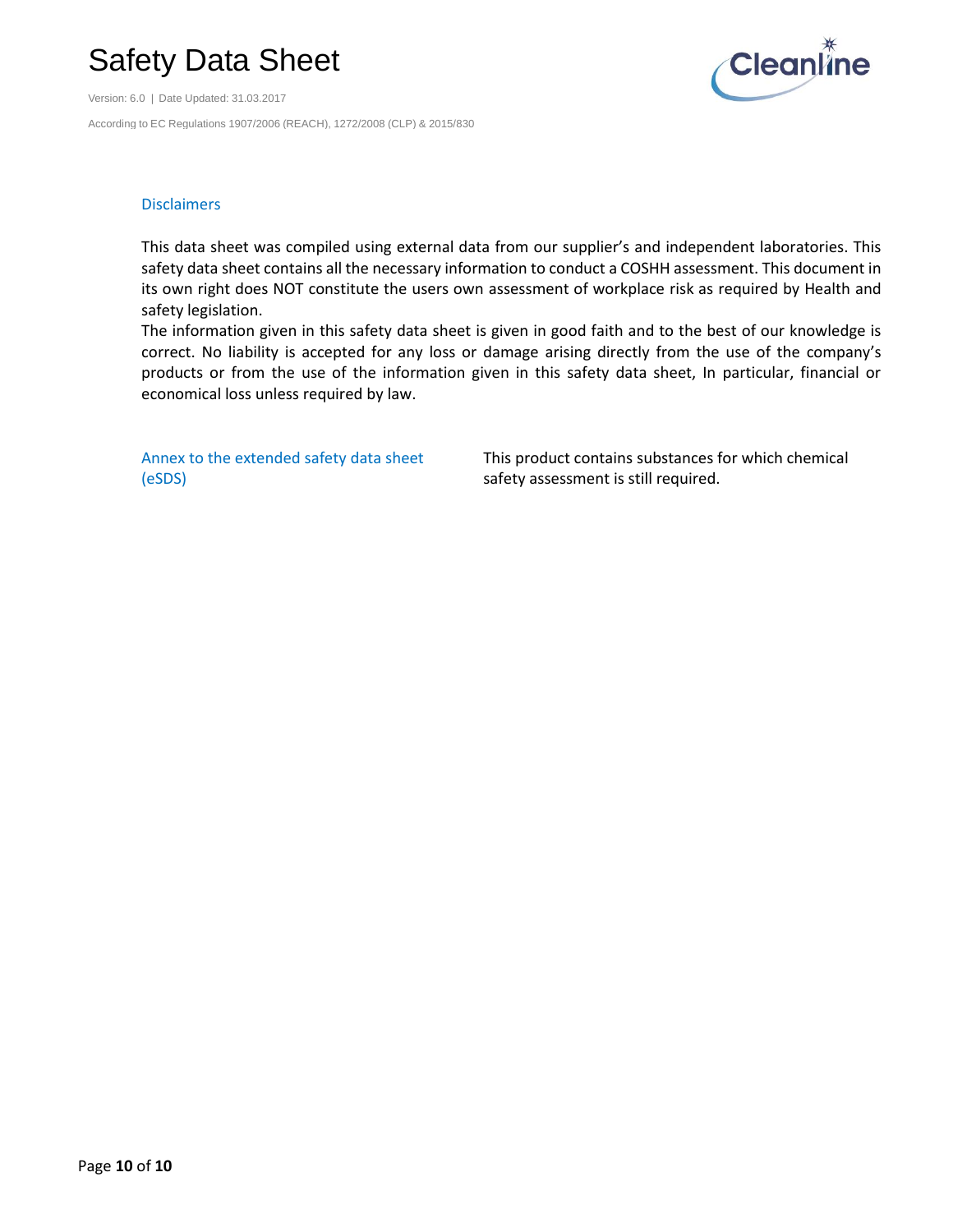### Disclaimers

This data sheet was compiled using external data from our supplier's and independent laboratories. This safety data sheet contains all the necessary information to conduct a COSHH assessment. This document in its own right does NOT constitute the users own assessment of workplace risk as required by Health and safety legislation.

The information given in this safety data sheet is given in good faith and to the best of our knowledge is correct. No liability is accepted for any loss or damage arising directly from the use of the company's products or from the use of the information given in this safety data sheet, In particular, financial or economical loss unless required by law.

| | |
|---|---|
| Annex to the extended safety data sheet (eSDS) | This product contains substances for which chemical safety assessment is still required. |